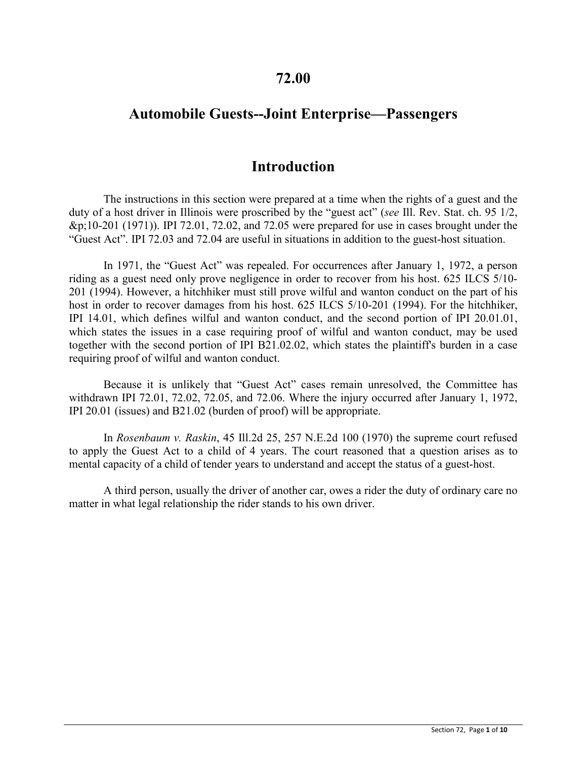# 72.00

## Automobile Guests--Joint Enterprise—Passengers

## Introduction

The instructions in this section were prepared at a time when the rights of a guest and the duty of a host driver in Illinois were proscribed by the "guest act" (*see* Ill. Rev. Stat. ch. 95 1/2, &p;10-201 (1971)). IPI 72.01, 72.02, and 72.05 were prepared for use in cases brought under the "Guest Act". IPI 72.03 and 72.04 are useful in situations in addition to the guest-host situation.

In 1971, the "Guest Act" was repealed. For occurrences after January 1, 1972, a person riding as a guest need only prove negligence in order to recover from his host. 625 ILCS 5/10-201 (1994). However, a hitchhiker must still prove wilful and wanton conduct on the part of his host in order to recover damages from his host. 625 ILCS 5/10-201 (1994). For the hitchhiker, IPI 14.01, which defines wilful and wanton conduct, and the second portion of IPI 20.01.01, which states the issues in a case requiring proof of wilful and wanton conduct, may be used together with the second portion of IPI B21.02.02, which states the plaintiff's burden in a case requiring proof of wilful and wanton conduct.

Because it is unlikely that "Guest Act" cases remain unresolved, the Committee has withdrawn IPI 72.01, 72.02, 72.05, and 72.06. Where the injury occurred after January 1, 1972, IPI 20.01 (issues) and B21.02 (burden of proof) will be appropriate.

In *Rosenbaum v. Raskin*, 45 Ill.2d 25, 257 N.E.2d 100 (1970) the supreme court refused to apply the Guest Act to a child of 4 years. The court reasoned that a question arises as to mental capacity of a child of tender years to understand and accept the status of a guest-host.

A third person, usually the driver of another car, owes a rider the duty of ordinary care no matter in what legal relationship the rider stands to his own driver.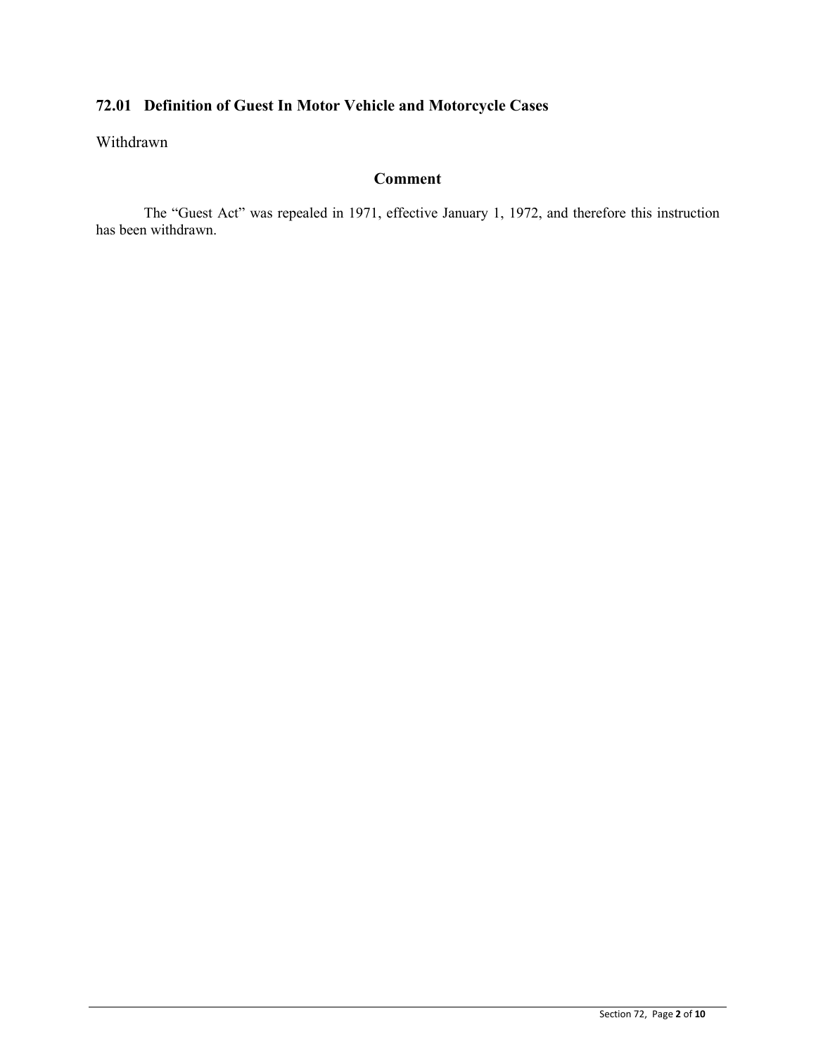### 72.01 Definition of Guest In Motor Vehicle and Motorcycle Cases

Withdrawn

**Comment**

The "Guest Act" was repealed in 1971, effective January 1, 1972, and therefore this instruction has been withdrawn.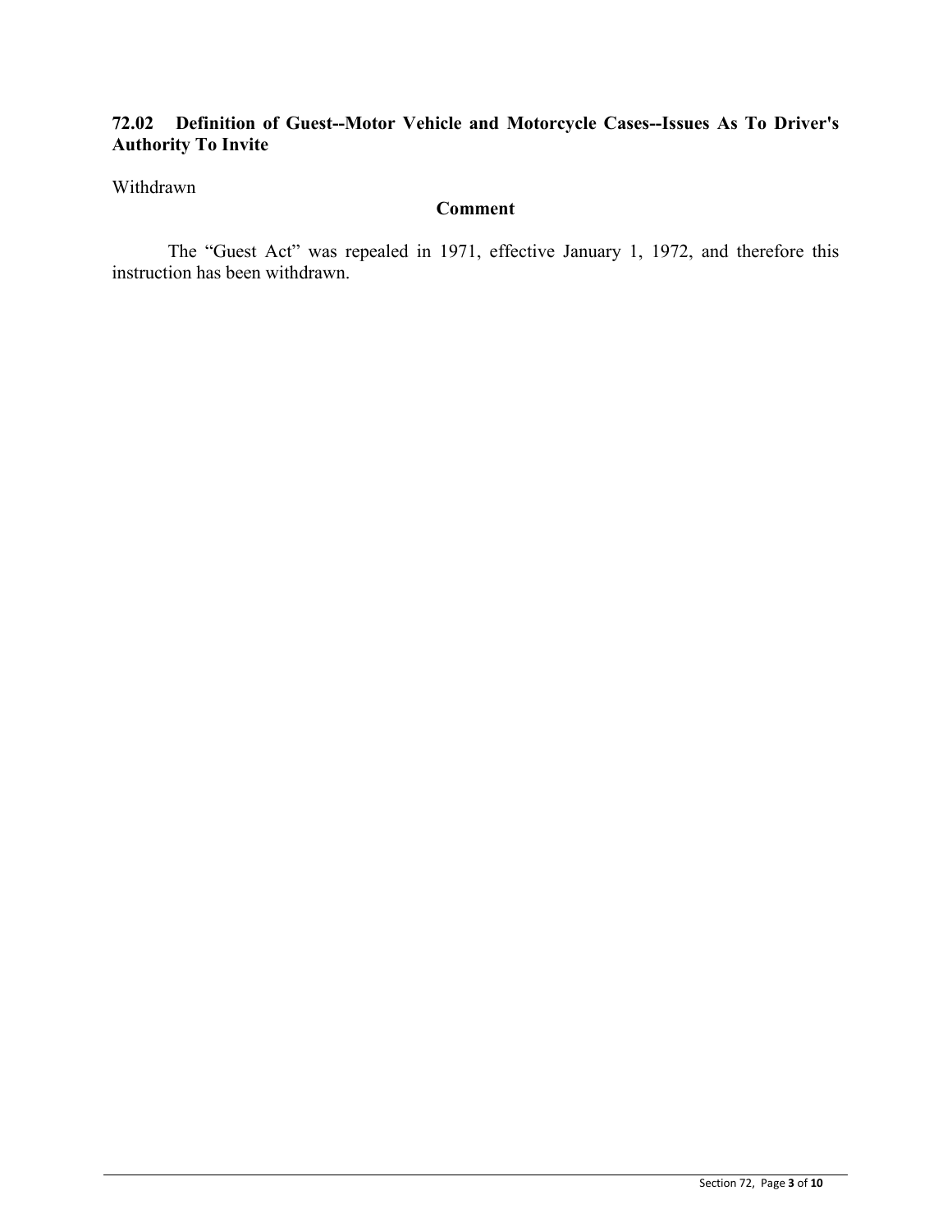### 72.02 Definition of Guest--Motor Vehicle and Motorcycle Cases--Issues As To Driver's Authority To Invite

Withdrawn

**Comment**

The "Guest Act" was repealed in 1971, effective January 1, 1972, and therefore this instruction has been withdrawn.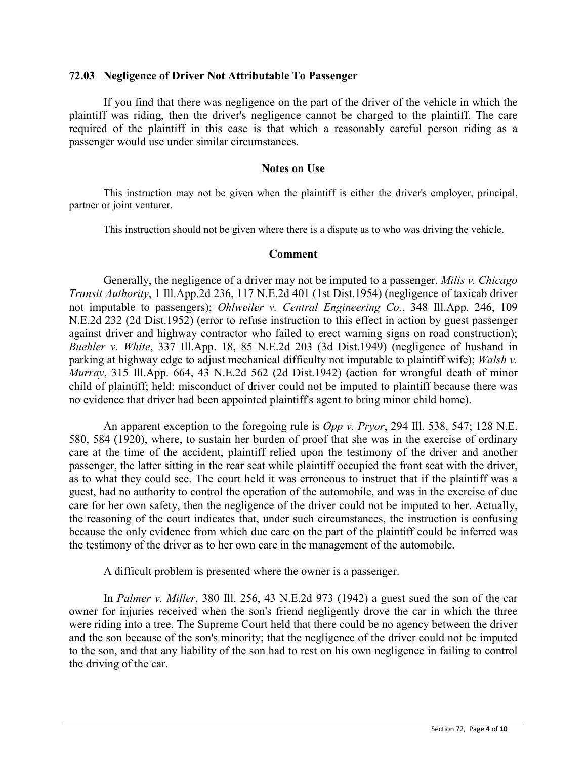### 72.03 Negligence of Driver Not Attributable To Passenger

If you find that there was negligence on the part of the driver of the vehicle in which the plaintiff was riding, then the driver's negligence cannot be charged to the plaintiff. The care required of the plaintiff in this case is that which a reasonably careful person riding as a passenger would use under similar circumstances.

#### Notes on Use

This instruction may not be given when the plaintiff is either the driver's employer, principal, partner or joint venturer.

This instruction should not be given where there is a dispute as to who was driving the vehicle.

#### Comment

Generally, the negligence of a driver may not be imputed to a passenger. *Milis v. Chicago Transit Authority*, 1 Ill.App.2d 236, 117 N.E.2d 401 (1st Dist.1954) (negligence of taxicab driver not imputable to passengers); *Ohlweiler v. Central Engineering Co.*, 348 Ill.App. 246, 109 N.E.2d 232 (2d Dist.1952) (error to refuse instruction to this effect in action by guest passenger against driver and highway contractor who failed to erect warning signs on road construction); *Buehler v. White*, 337 Ill.App. 18, 85 N.E.2d 203 (3d Dist.1949) (negligence of husband in parking at highway edge to adjust mechanical difficulty not imputable to plaintiff wife); *Walsh v. Murray*, 315 Ill.App. 664, 43 N.E.2d 562 (2d Dist.1942) (action for wrongful death of minor child of plaintiff; held: misconduct of driver could not be imputed to plaintiff because there was no evidence that driver had been appointed plaintiff's agent to bring minor child home).

An apparent exception to the foregoing rule is *Opp v. Pryor*, 294 Ill. 538, 547; 128 N.E. 580, 584 (1920), where, to sustain her burden of proof that she was in the exercise of ordinary care at the time of the accident, plaintiff relied upon the testimony of the driver and another passenger, the latter sitting in the rear seat while plaintiff occupied the front seat with the driver, as to what they could see. The court held it was erroneous to instruct that if the plaintiff was a guest, had no authority to control the operation of the automobile, and was in the exercise of due care for her own safety, then the negligence of the driver could not be imputed to her. Actually, the reasoning of the court indicates that, under such circumstances, the instruction is confusing because the only evidence from which due care on the part of the plaintiff could be inferred was the testimony of the driver as to her own care in the management of the automobile.

A difficult problem is presented where the owner is a passenger.

In *Palmer v. Miller*, 380 Ill. 256, 43 N.E.2d 973 (1942) a guest sued the son of the car owner for injuries received when the son's friend negligently drove the car in which the three were riding into a tree. The Supreme Court held that there could be no agency between the driver and the son because of the son's minority; that the negligence of the driver could not be imputed to the son, and that any liability of the son had to rest on his own negligence in failing to control the driving of the car.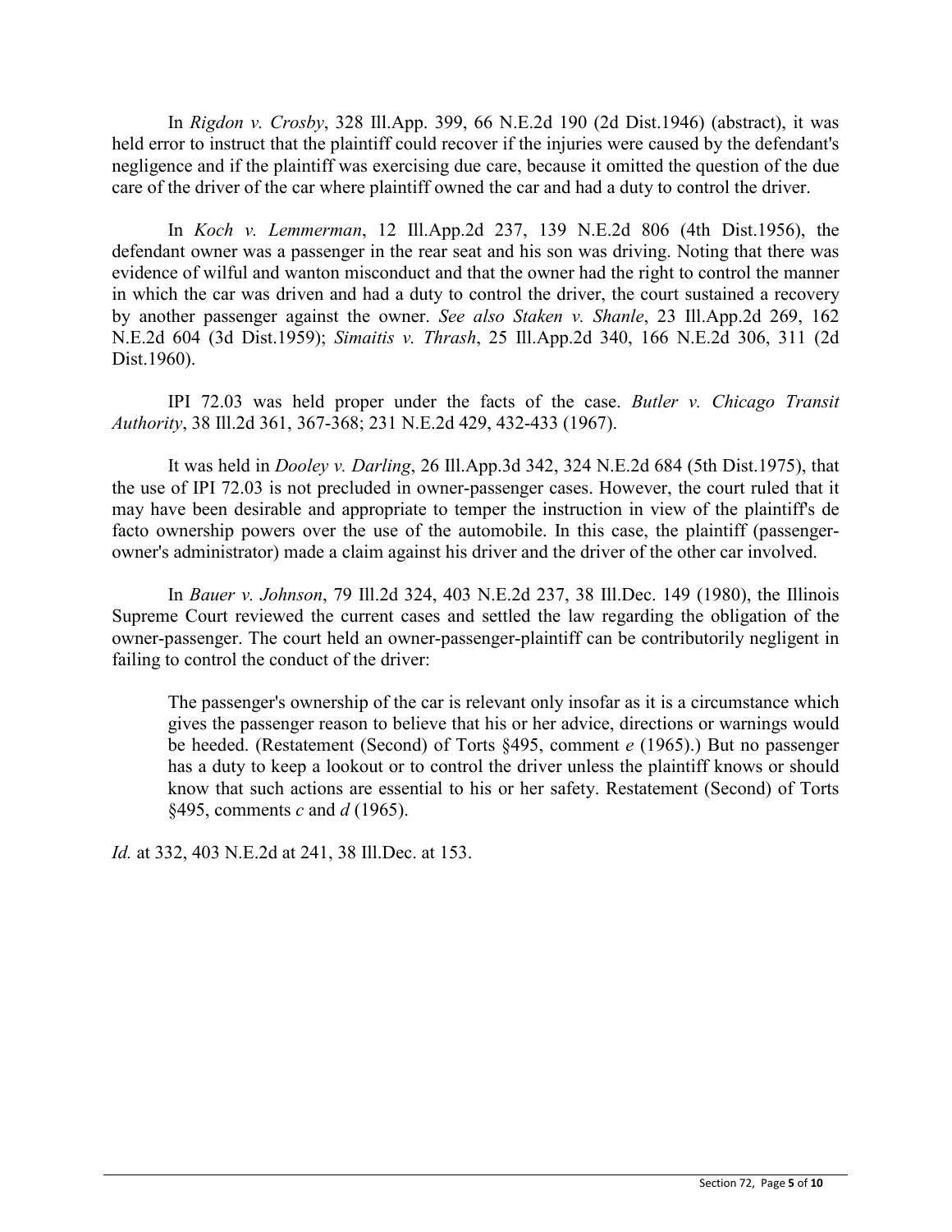In *Rigdon v. Crosby*, 328 Ill.App. 399, 66 N.E.2d 190 (2d Dist.1946) (abstract), it was held error to instruct that the plaintiff could recover if the injuries were caused by the defendant's negligence and if the plaintiff was exercising due care, because it omitted the question of the due care of the driver of the car where plaintiff owned the car and had a duty to control the driver.

In *Koch v. Lemmerman*, 12 Ill.App.2d 237, 139 N.E.2d 806 (4th Dist.1956), the defendant owner was a passenger in the rear seat and his son was driving. Noting that there was evidence of wilful and wanton misconduct and that the owner had the right to control the manner in which the car was driven and had a duty to control the driver, the court sustained a recovery by another passenger against the owner. *See also Staken v. Shanle*, 23 Ill.App.2d 269, 162 N.E.2d 604 (3d Dist.1959); *Simaitis v. Thrash*, 25 Ill.App.2d 340, 166 N.E.2d 306, 311 (2d Dist.1960).

IPI 72.03 was held proper under the facts of the case. *Butler v. Chicago Transit Authority*, 38 Ill.2d 361, 367-368; 231 N.E.2d 429, 432-433 (1967).

It was held in *Dooley v. Darling*, 26 Ill.App.3d 342, 324 N.E.2d 684 (5th Dist.1975), that the use of IPI 72.03 is not precluded in owner-passenger cases. However, the court ruled that it may have been desirable and appropriate to temper the instruction in view of the plaintiff's de facto ownership powers over the use of the automobile. In this case, the plaintiff (passenger-owner's administrator) made a claim against his driver and the driver of the other car involved.

In *Bauer v. Johnson*, 79 Ill.2d 324, 403 N.E.2d 237, 38 Ill.Dec. 149 (1980), the Illinois Supreme Court reviewed the current cases and settled the law regarding the obligation of the owner-passenger. The court held an owner-passenger-plaintiff can be contributorily negligent in failing to control the conduct of the driver:

> The passenger's ownership of the car is relevant only insofar as it is a circumstance which gives the passenger reason to believe that his or her advice, directions or warnings would be heeded. (Restatement (Second) of Torts §495, comment *e* (1965).) But no passenger has a duty to keep a lookout or to control the driver unless the plaintiff knows or should know that such actions are essential to his or her safety. Restatement (Second) of Torts §495, comments *c* and *d* (1965).

*Id.* at 332, 403 N.E.2d at 241, 38 Ill.Dec. at 153.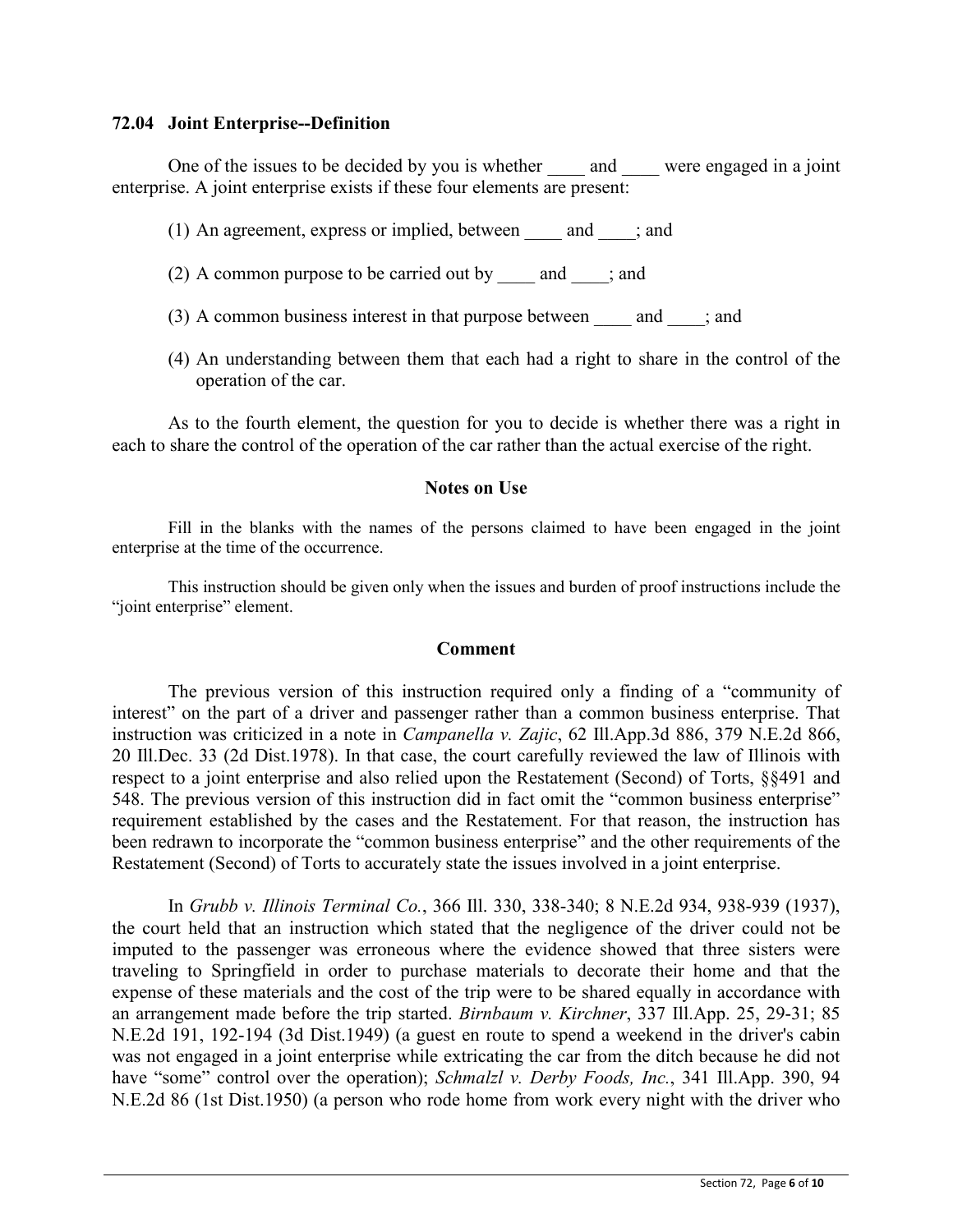### 72.04 Joint Enterprise--Definition

One of the issues to be decided by you is whether ____ and ____ were engaged in a joint enterprise. A joint enterprise exists if these four elements are present:

(1) An agreement, express or implied, between ____ and ____; and

(2) A common purpose to be carried out by ____ and ____; and

(3) A common business interest in that purpose between ____ and ____; and

(4) An understanding between them that each had a right to share in the control of the operation of the car.

As to the fourth element, the question for you to decide is whether there was a right in each to share the control of the operation of the car rather than the actual exercise of the right.

#### Notes on Use

Fill in the blanks with the names of the persons claimed to have been engaged in the joint enterprise at the time of the occurrence.

This instruction should be given only when the issues and burden of proof instructions include the "joint enterprise" element.

#### Comment

The previous version of this instruction required only a finding of a "community of interest" on the part of a driver and passenger rather than a common business enterprise. That instruction was criticized in a note in *Campanella v. Zajic*, 62 Ill.App.3d 886, 379 N.E.2d 866, 20 Ill.Dec. 33 (2d Dist.1978). In that case, the court carefully reviewed the law of Illinois with respect to a joint enterprise and also relied upon the Restatement (Second) of Torts, §§491 and 548. The previous version of this instruction did in fact omit the "common business enterprise" requirement established by the cases and the Restatement. For that reason, the instruction has been redrawn to incorporate the "common business enterprise" and the other requirements of the Restatement (Second) of Torts to accurately state the issues involved in a joint enterprise.

In *Grubb v. Illinois Terminal Co.*, 366 Ill. 330, 338-340; 8 N.E.2d 934, 938-939 (1937), the court held that an instruction which stated that the negligence of the driver could not be imputed to the passenger was erroneous where the evidence showed that three sisters were traveling to Springfield in order to purchase materials to decorate their home and that the expense of these materials and the cost of the trip were to be shared equally in accordance with an arrangement made before the trip started. *Birnbaum v. Kirchner*, 337 Ill.App. 25, 29-31; 85 N.E.2d 191, 192-194 (3d Dist.1949) (a guest en route to spend a weekend in the driver's cabin was not engaged in a joint enterprise while extricating the car from the ditch because he did not have "some" control over the operation); *Schmalzl v. Derby Foods, Inc.*, 341 Ill.App. 390, 94 N.E.2d 86 (1st Dist.1950) (a person who rode home from work every night with the driver who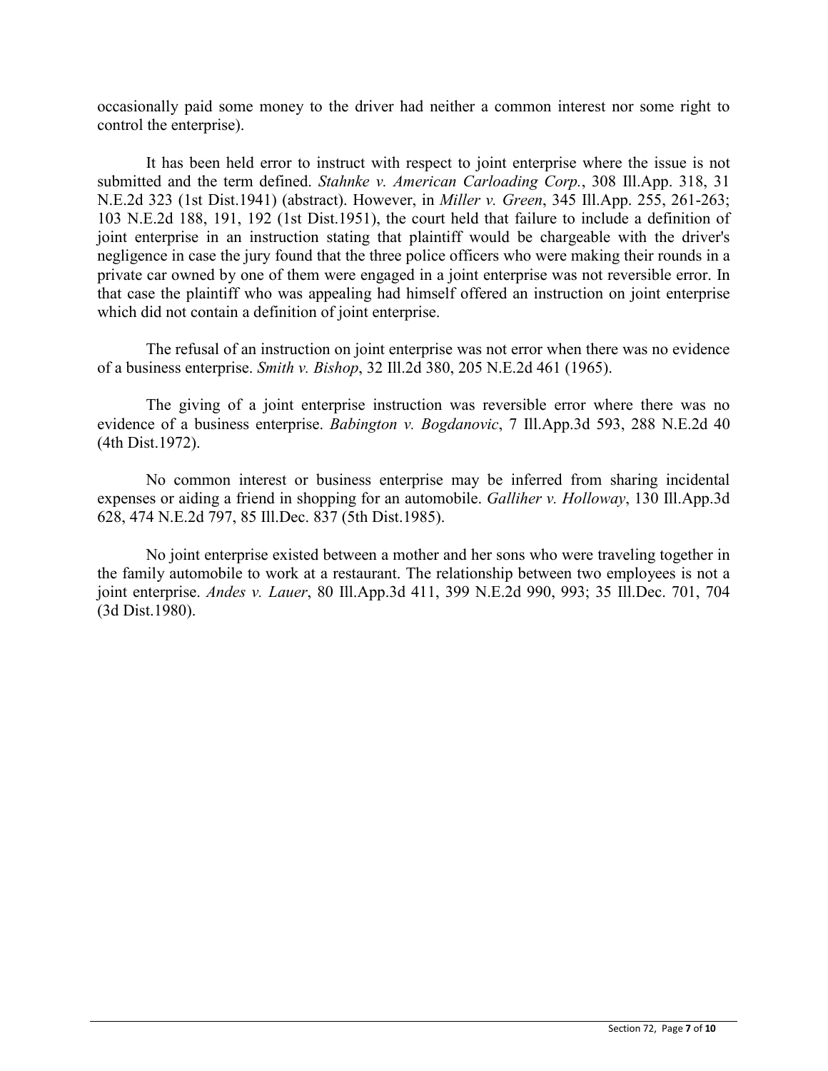occasionally paid some money to the driver had neither a common interest nor some right to control the enterprise).

It has been held error to instruct with respect to joint enterprise where the issue is not submitted and the term defined. *Stahnke v. American Carloading Corp.*, 308 Ill.App. 318, 31 N.E.2d 323 (1st Dist.1941) (abstract). However, in *Miller v. Green*, 345 Ill.App. 255, 261-263; 103 N.E.2d 188, 191, 192 (1st Dist.1951), the court held that failure to include a definition of joint enterprise in an instruction stating that plaintiff would be chargeable with the driver's negligence in case the jury found that the three police officers who were making their rounds in a private car owned by one of them were engaged in a joint enterprise was not reversible error. In that case the plaintiff who was appealing had himself offered an instruction on joint enterprise which did not contain a definition of joint enterprise.

The refusal of an instruction on joint enterprise was not error when there was no evidence of a business enterprise. *Smith v. Bishop*, 32 Ill.2d 380, 205 N.E.2d 461 (1965).

The giving of a joint enterprise instruction was reversible error where there was no evidence of a business enterprise. *Babington v. Bogdanovic*, 7 Ill.App.3d 593, 288 N.E.2d 40 (4th Dist.1972).

No common interest or business enterprise may be inferred from sharing incidental expenses or aiding a friend in shopping for an automobile. *Galliher v. Holloway*, 130 Ill.App.3d 628, 474 N.E.2d 797, 85 Ill.Dec. 837 (5th Dist.1985).

No joint enterprise existed between a mother and her sons who were traveling together in the family automobile to work at a restaurant. The relationship between two employees is not a joint enterprise. *Andes v. Lauer*, 80 Ill.App.3d 411, 399 N.E.2d 990, 993; 35 Ill.Dec. 701, 704 (3d Dist.1980).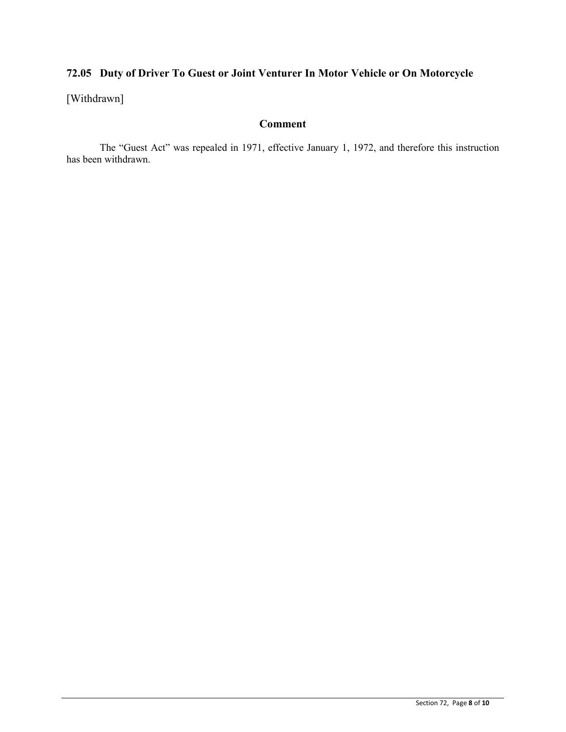## 72.05 Duty of Driver To Guest or Joint Venturer In Motor Vehicle or On Motorcycle

[Withdrawn]

### Comment

The "Guest Act" was repealed in 1971, effective January 1, 1972, and therefore this instruction has been withdrawn.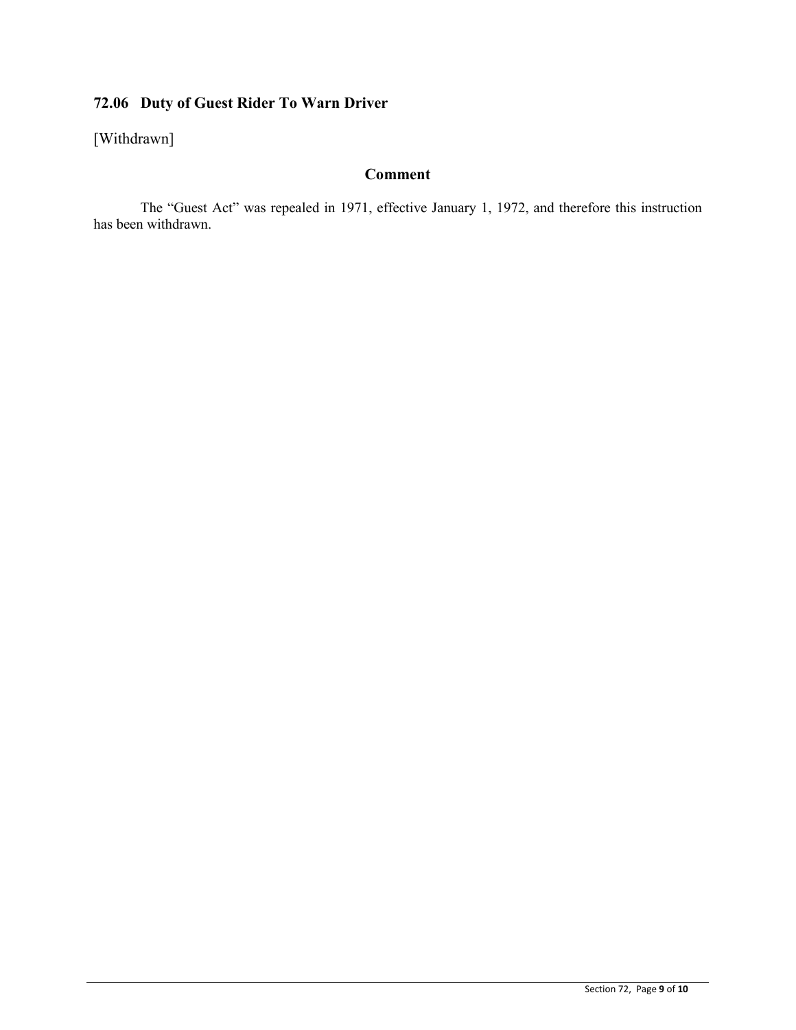### 72.06 Duty of Guest Rider To Warn Driver

[Withdrawn]

#### Comment

The "Guest Act" was repealed in 1971, effective January 1, 1972, and therefore this instruction has been withdrawn.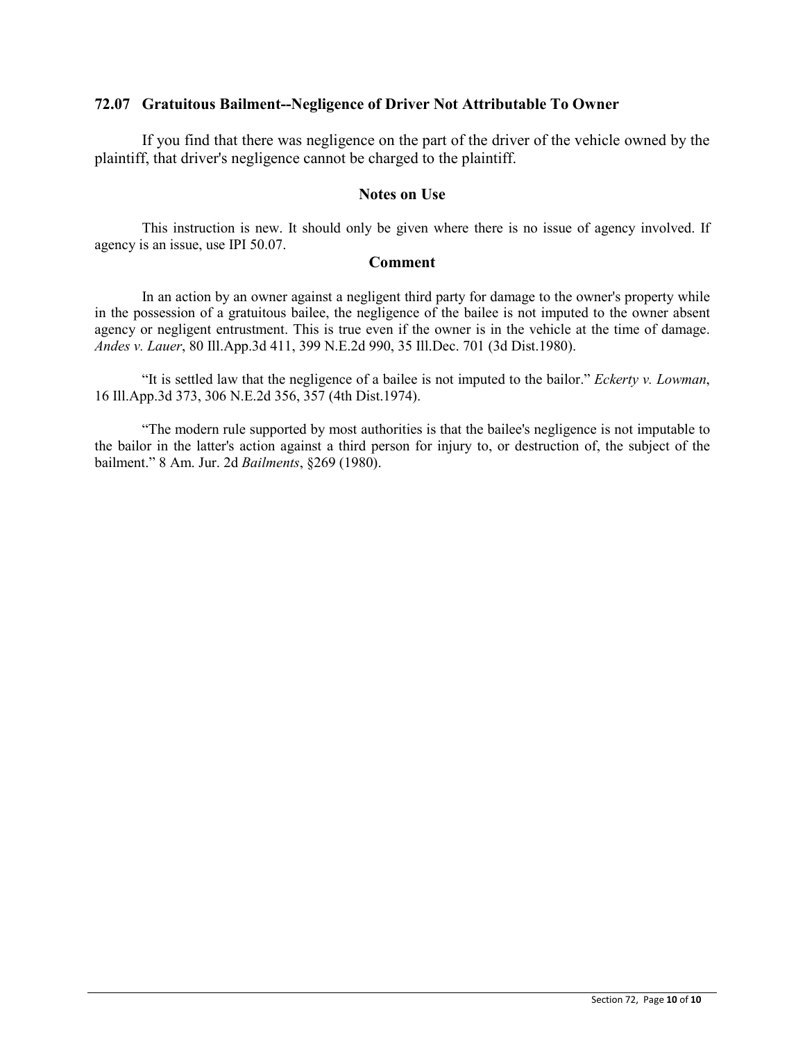## 72.07 Gratuitous Bailment--Negligence of Driver Not Attributable To Owner

If you find that there was negligence on the part of the driver of the vehicle owned by the plaintiff, that driver's negligence cannot be charged to the plaintiff.

### Notes on Use

This instruction is new. It should only be given where there is no issue of agency involved. If agency is an issue, use IPI 50.07.

### Comment

In an action by an owner against a negligent third party for damage to the owner's property while in the possession of a gratuitous bailee, the negligence of the bailee is not imputed to the owner absent agency or negligent entrustment. This is true even if the owner is in the vehicle at the time of damage. *Andes v. Lauer*, 80 Ill.App.3d 411, 399 N.E.2d 990, 35 Ill.Dec. 701 (3d Dist.1980).

"It is settled law that the negligence of a bailee is not imputed to the bailor." *Eckerty v. Lowman*, 16 Ill.App.3d 373, 306 N.E.2d 356, 357 (4th Dist.1974).

"The modern rule supported by most authorities is that the bailee's negligence is not imputable to the bailor in the latter's action against a third person for injury to, or destruction of, the subject of the bailment." 8 Am. Jur. 2d *Bailments*, §269 (1980).